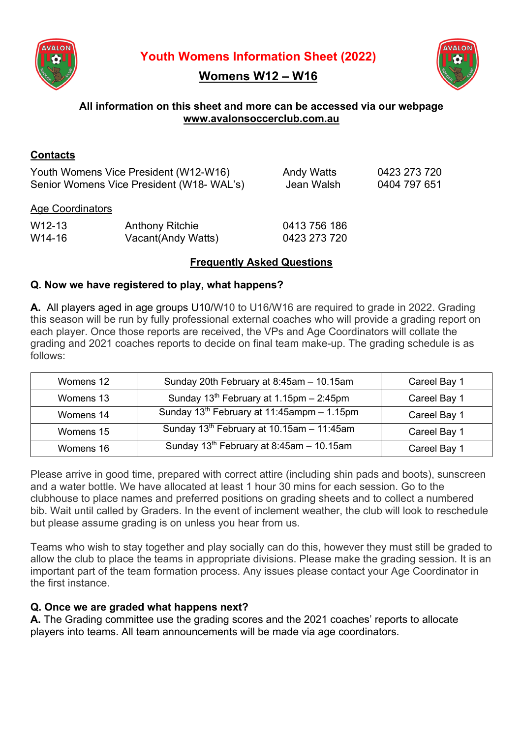# Youth Womens Information Sheet (2022)

## Womens W12 – W16

**All information on this sheet and more can be accessed via our webpage**
**www.avalonsoccerclub.com.au**

### Contacts

| | | |
|---|---|---|
| Youth Womens Vice President (W12-W16) | Andy Watts | 0423 273 720 |
| Senior Womens Vice President (W18- WAL's) | Jean Walsh | 0404 797 651 |

Age Coordinators

| | | |
|---|---|---|
| W12-13 | Anthony Ritchie | 0413 756 186 |
| W14-16 | Vacant(Andy Watts) | 0423 273 720 |

### Frequently Asked Questions

**Q. Now we have registered to play, what happens?**

**A.** All players aged in age groups U10/W10 to U16/W16 are required to grade in 2022. Grading this season will be run by fully professional external coaches who will provide a grading report on each player. Once those reports are received, the VPs and Age Coordinators will collate the grading and 2021 coaches reports to decide on final team make-up. The grading schedule is as follows:

| | | |
|---|---|---|
| Womens 12 | Sunday 20th February at 8:45am – 10.15am | Careel Bay 1 |
| Womens 13 | Sunday 13th February at 1.15pm – 2:45pm | Careel Bay 1 |
| Womens 14 | Sunday 13th February at 11:45ampm – 1.15pm | Careel Bay 1 |
| Womens 15 | Sunday 13th February at 10.15am – 11:45am | Careel Bay 1 |
| Womens 16 | Sunday 13th February at 8:45am – 10.15am | Careel Bay 1 |

Please arrive in good time, prepared with correct attire (including shin pads and boots), sunscreen and a water bottle. We have allocated at least 1 hour 30 mins for each session. Go to the clubhouse to place names and preferred positions on grading sheets and to collect a numbered bib. Wait until called by Graders. In the event of inclement weather, the club will look to reschedule but please assume grading is on unless you hear from us.

Teams who wish to stay together and play socially can do this, however they must still be graded to allow the club to place the teams in appropriate divisions. Please make the grading session. It is an important part of the team formation process. Any issues please contact your Age Coordinator in the first instance.

**Q. Once we are graded what happens next?**

**A.** The Grading committee use the grading scores and the 2021 coaches' reports to allocate players into teams. All team announcements will be made via age coordinators.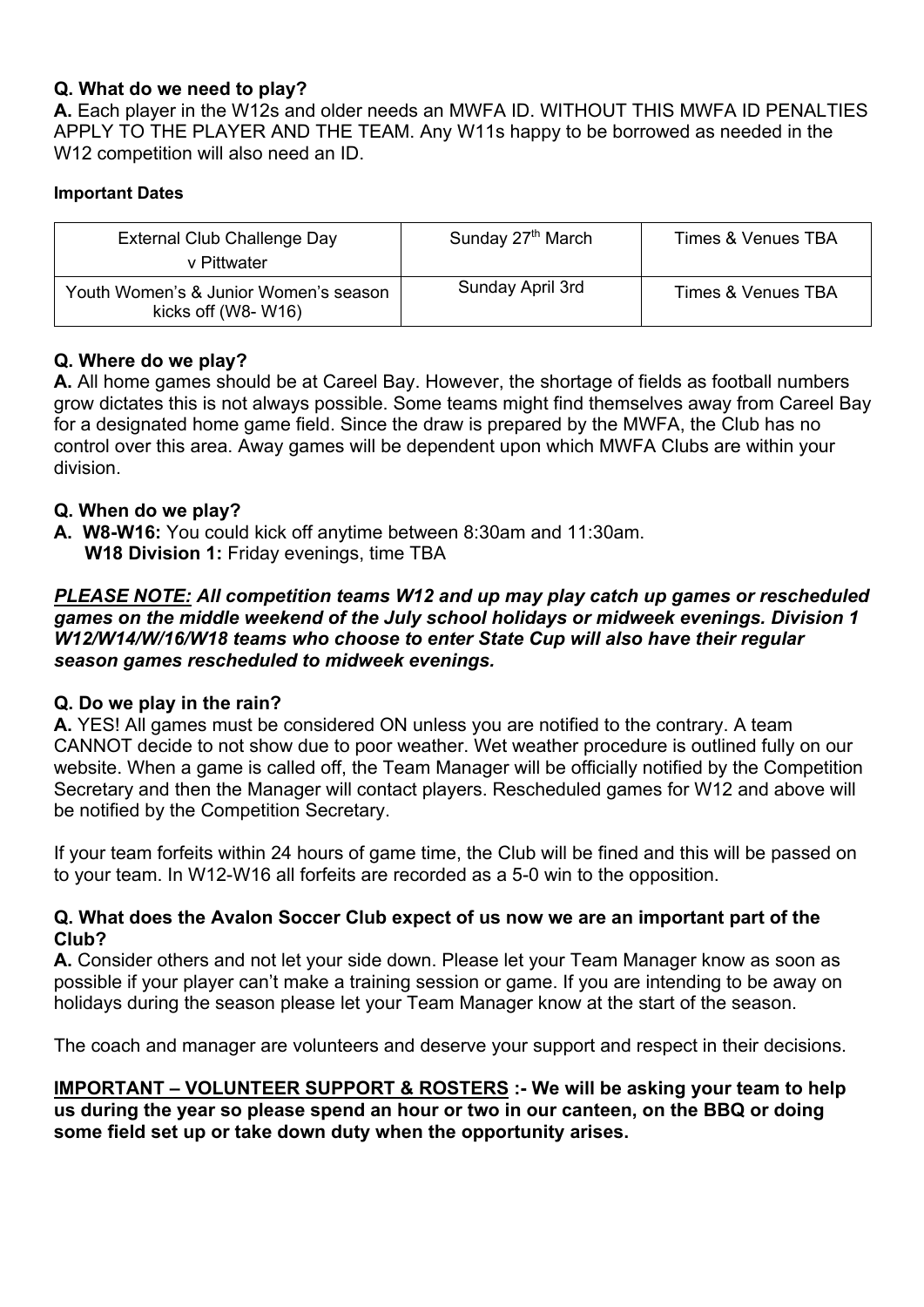**Q. What do we need to play?**
**A.** Each player in the W12s and older needs an MWFA ID. WITHOUT THIS MWFA ID PENALTIES APPLY TO THE PLAYER AND THE TEAM. Any W11s happy to be borrowed as needed in the W12 competition will also need an ID.

**Important Dates**

| | | |
|---|---|---|
| External Club Challenge Day v Pittwater | Sunday 27th March | Times & Venues TBA |
| Youth Women's & Junior Women's season kicks off (W8- W16) | Sunday April 3rd | Times & Venues TBA |

**Q. Where do we play?**
**A.** All home games should be at Careel Bay. However, the shortage of fields as football numbers grow dictates this is not always possible. Some teams might find themselves away from Careel Bay for a designated home game field. Since the draw is prepared by the MWFA, the Club has no control over this area. Away games will be dependent upon which MWFA Clubs are within your division.

**Q. When do we play?**
**A.** **W8-W16:** You could kick off anytime between 8:30am and 11:30am.
**W18 Division 1:** Friday evenings, time TBA

***PLEASE NOTE:* *All competition teams W12 and up may play catch up games or rescheduled games on the middle weekend of the July school holidays or midweek evenings. Division 1 W12/W14/W/16/W18 teams who choose to enter State Cup will also have their regular season games rescheduled to midweek evenings.***

**Q. Do we play in the rain?**
**A.** YES! All games must be considered ON unless you are notified to the contrary. A team CANNOT decide to not show due to poor weather. Wet weather procedure is outlined fully on our website. When a game is called off, the Team Manager will be officially notified by the Competition Secretary and then the Manager will contact players. Rescheduled games for W12 and above will be notified by the Competition Secretary.

If your team forfeits within 24 hours of game time, the Club will be fined and this will be passed on to your team. In W12-W16 all forfeits are recorded as a 5-0 win to the opposition.

**Q. What does the Avalon Soccer Club expect of us now we are an important part of the Club?**
**A.** Consider others and not let your side down. Please let your Team Manager know as soon as possible if your player can't make a training session or game. If you are intending to be away on holidays during the season please let your Team Manager know at the start of the season.

The coach and manager are volunteers and deserve your support and respect in their decisions.

**IMPORTANT – VOLUNTEER SUPPORT & ROSTERS :- We will be asking your team to help us during the year so please spend an hour or two in our canteen, on the BBQ or doing some field set up or take down duty when the opportunity arises.**